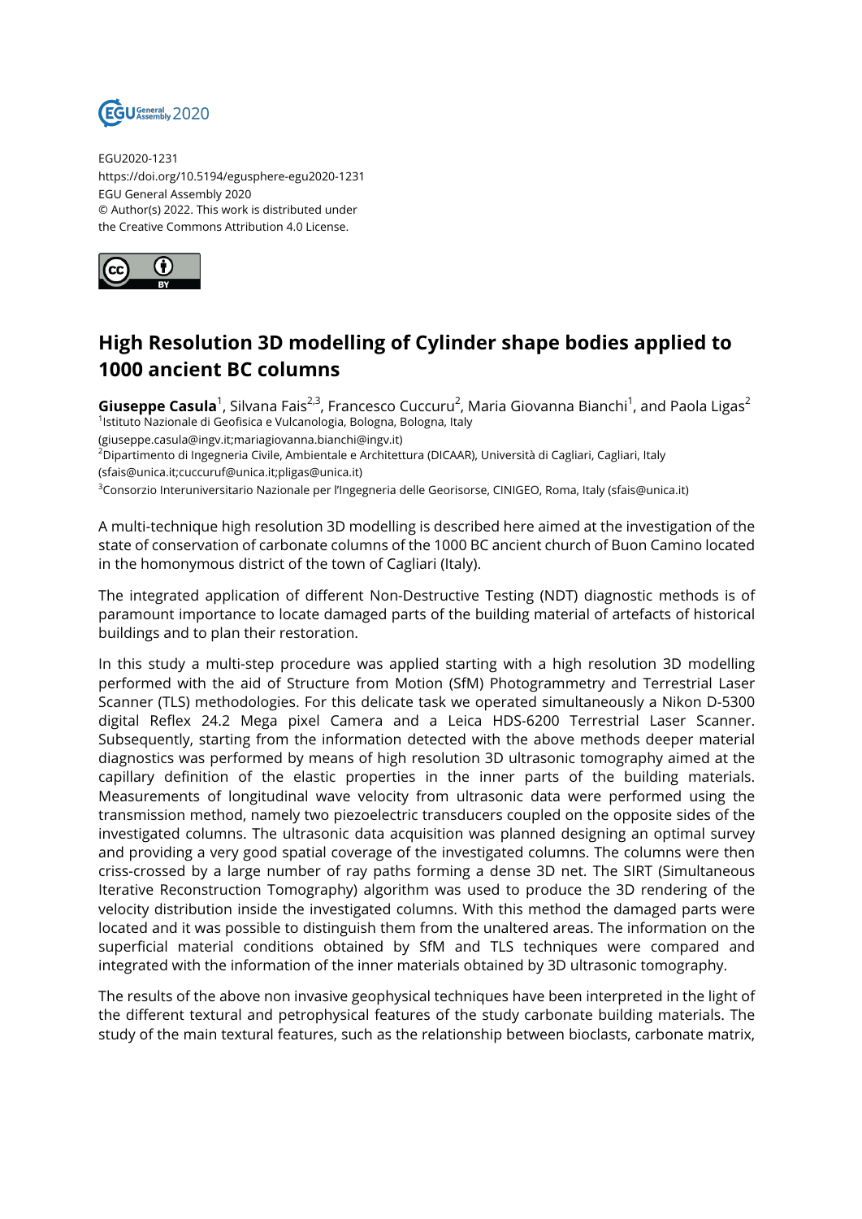EGU2020-1231
https://doi.org/10.5194/egusphere-egu2020-1231
EGU General Assembly 2020
© Author(s) 2022. This work is distributed under
the Creative Commons Attribution 4.0 License.

# High Resolution 3D modelling of Cylinder shape bodies applied to 1000 ancient BC columns

**Giuseppe Casula**[1], Silvana Fais[2,3], Francesco Cuccuru[2], Maria Giovanna Bianchi[1], and Paola Ligas[2]

[1]Istituto Nazionale di Geofisica e Vulcanologia, Bologna, Bologna, Italy (giuseppe.casula@ingv.it;mariagiovanna.bianchi@ingv.it)

[2]Dipartimento di Ingegneria Civile, Ambientale e Architettura (DICAAR), Università di Cagliari, Cagliari, Italy (sfais@unica.it;cuccuruf@unica.it;pligas@unica.it)

[3]Consorzio Interuniversitario Nazionale per l'Ingegneria delle Georisorse, CINIGEO, Roma, Italy (sfais@unica.it)

A multi-technique high resolution 3D modelling is described here aimed at the investigation of the state of conservation of carbonate columns of the 1000 BC ancient church of Buon Camino located in the homonymous district of the town of Cagliari (Italy).

The integrated application of different Non-Destructive Testing (NDT) diagnostic methods is of paramount importance to locate damaged parts of the building material of artefacts of historical buildings and to plan their restoration.

In this study a multi-step procedure was applied starting with a high resolution 3D modelling performed with the aid of Structure from Motion (SfM) Photogrammetry and Terrestrial Laser Scanner (TLS) methodologies. For this delicate task we operated simultaneously a Nikon D-5300 digital Reflex 24.2 Mega pixel Camera and a Leica HDS-6200 Terrestrial Laser Scanner. Subsequently, starting from the information detected with the above methods deeper material diagnostics was performed by means of high resolution 3D ultrasonic tomography aimed at the capillary definition of the elastic properties in the inner parts of the building materials. Measurements of longitudinal wave velocity from ultrasonic data were performed using the transmission method, namely two piezoelectric transducers coupled on the opposite sides of the investigated columns. The ultrasonic data acquisition was planned designing an optimal survey and providing a very good spatial coverage of the investigated columns. The columns were then criss-crossed by a large number of ray paths forming a dense 3D net. The SIRT (Simultaneous Iterative Reconstruction Tomography) algorithm was used to produce the 3D rendering of the velocity distribution inside the investigated columns. With this method the damaged parts were located and it was possible to distinguish them from the unaltered areas. The information on the superficial material conditions obtained by SfM and TLS techniques were compared and integrated with the information of the inner materials obtained by 3D ultrasonic tomography.

The results of the above non invasive geophysical techniques have been interpreted in the light of the different textural and petrophysical features of the study carbonate building materials. The study of the main textural features, such as the relationship between bioclasts, carbonate matrix,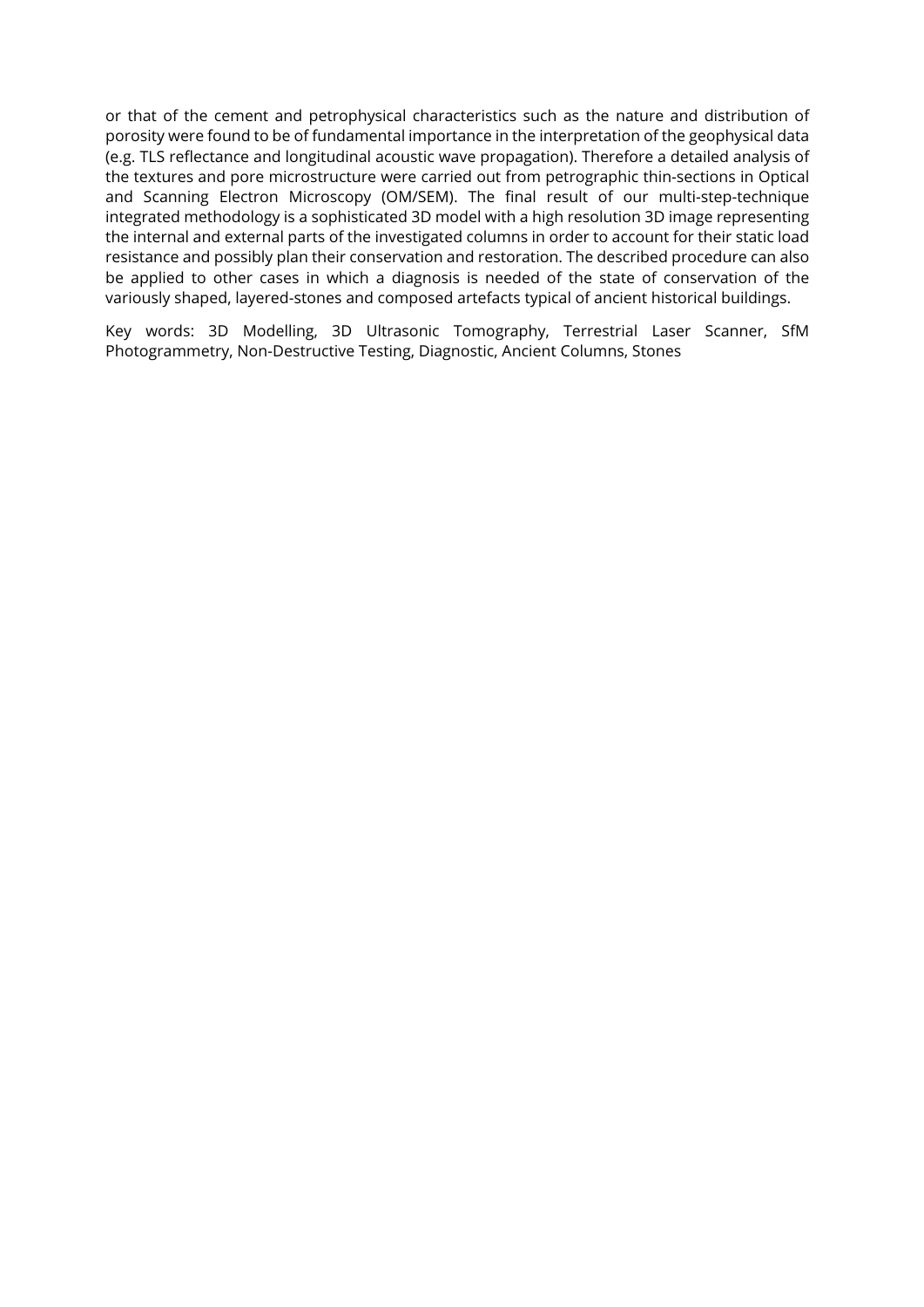or that of the cement and petrophysical characteristics such as the nature and distribution of porosity were found to be of fundamental importance in the interpretation of the geophysical data (e.g. TLS reflectance and longitudinal acoustic wave propagation). Therefore a detailed analysis of the textures and pore microstructure were carried out from petrographic thin-sections in Optical and Scanning Electron Microscopy (OM/SEM). The final result of our multi-step-technique integrated methodology is a sophisticated 3D model with a high resolution 3D image representing the internal and external parts of the investigated columns in order to account for their static load resistance and possibly plan their conservation and restoration. The described procedure can also be applied to other cases in which a diagnosis is needed of the state of conservation of the variously shaped, layered-stones and composed artefacts typical of ancient historical buildings.

Key words: 3D Modelling, 3D Ultrasonic Tomography, Terrestrial Laser Scanner, SfM Photogrammetry, Non-Destructive Testing, Diagnostic, Ancient Columns, Stones